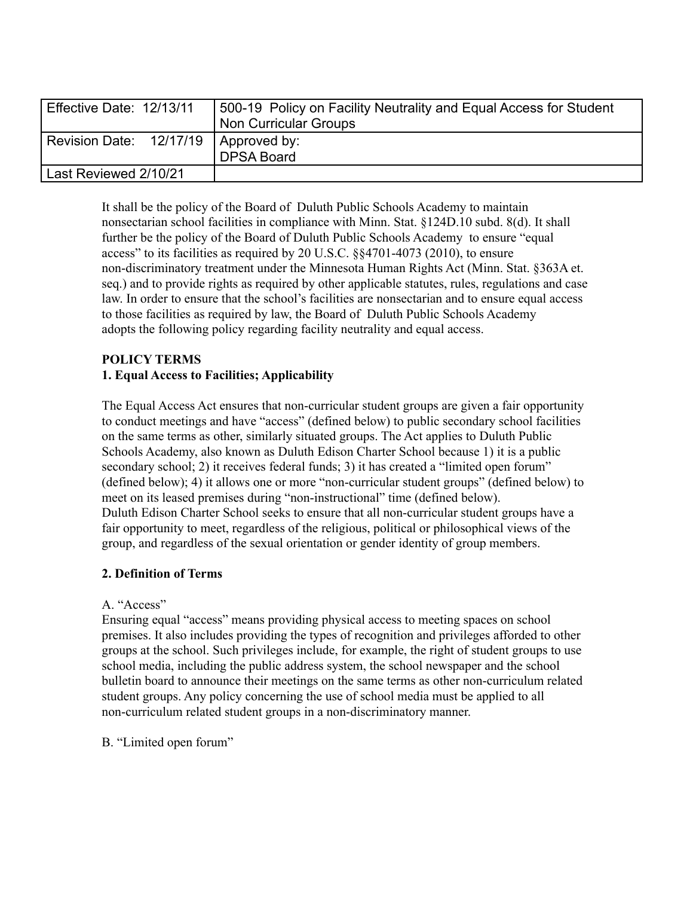| Effective Date: 12/13/11 | 500-19 Policy on Facility Neutrality and Equal Access for Student Non Curricular Groups |
|---|---|
| Revision Date: 12/17/19 | Approved by: DPSA Board |
| Last Reviewed 2/10/21 | |

It shall be the policy of the Board of Duluth Public Schools Academy to maintain nonsectarian school facilities in compliance with Minn. Stat. §124D.10 subd. 8(d). It shall further be the policy of the Board of Duluth Public Schools Academy to ensure "equal access" to its facilities as required by 20 U.S.C. §§4701-4073 (2010), to ensure non-discriminatory treatment under the Minnesota Human Rights Act (Minn. Stat. §363A et. seq.) and to provide rights as required by other applicable statutes, rules, regulations and case law. In order to ensure that the school's facilities are nonsectarian and to ensure equal access to those facilities as required by law, the Board of Duluth Public Schools Academy adopts the following policy regarding facility neutrality and equal access.

**POLICY TERMS**

**1. Equal Access to Facilities; Applicability**

The Equal Access Act ensures that non-curricular student groups are given a fair opportunity to conduct meetings and have "access" (defined below) to public secondary school facilities on the same terms as other, similarly situated groups. The Act applies to Duluth Public Schools Academy, also known as Duluth Edison Charter School because 1) it is a public secondary school; 2) it receives federal funds; 3) it has created a "limited open forum" (defined below); 4) it allows one or more "non-curricular student groups" (defined below) to meet on its leased premises during "non-instructional" time (defined below).
Duluth Edison Charter School seeks to ensure that all non-curricular student groups have a fair opportunity to meet, regardless of the religious, political or philosophical views of the group, and regardless of the sexual orientation or gender identity of group members.

**2. Definition of Terms**

A. "Access"
Ensuring equal "access" means providing physical access to meeting spaces on school premises. It also includes providing the types of recognition and privileges afforded to other groups at the school. Such privileges include, for example, the right of student groups to use school media, including the public address system, the school newspaper and the school bulletin board to announce their meetings on the same terms as other non-curriculum related student groups. Any policy concerning the use of school media must be applied to all non-curriculum related student groups in a non-discriminatory manner.

B. "Limited open forum"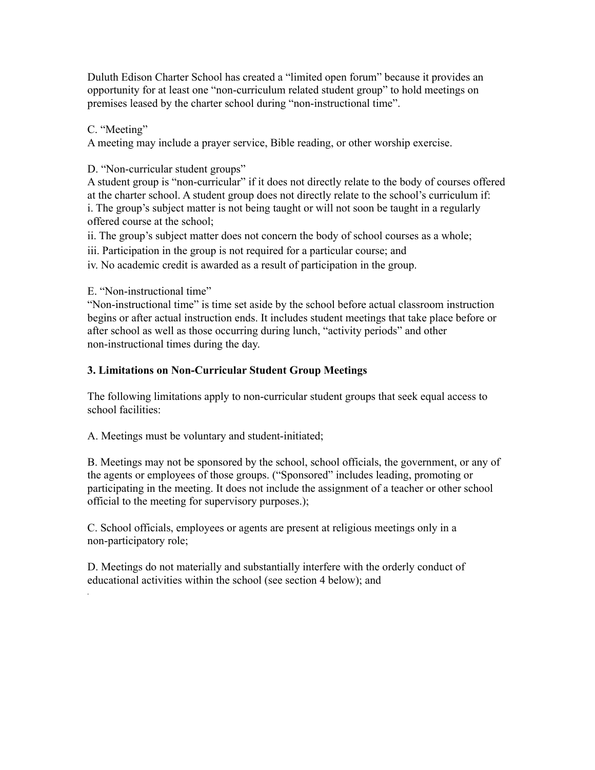Duluth Edison Charter School has created a “limited open forum” because it provides an opportunity for at least one “non-curriculum related student group” to hold meetings on premises leased by the charter school during “non-instructional time”.

C. “Meeting”
A meeting may include a prayer service, Bible reading, or other worship exercise.

D. “Non-curricular student groups”
A student group is “non-curricular” if it does not directly relate to the body of courses offered at the charter school. A student group does not directly relate to the school’s curriculum if:
i. The group’s subject matter is not being taught or will not soon be taught in a regularly offered course at the school;
ii. The group’s subject matter does not concern the body of school courses as a whole;
iii. Participation in the group is not required for a particular course; and
iv. No academic credit is awarded as a result of participation in the group.

E. “Non-instructional time”
“Non-instructional time” is time set aside by the school before actual classroom instruction begins or after actual instruction ends. It includes student meetings that take place before or after school as well as those occurring during lunch, “activity periods” and other non-instructional times during the day.

**3. Limitations on Non-Curricular Student Group Meetings**

The following limitations apply to non-curricular student groups that seek equal access to school facilities:

A. Meetings must be voluntary and student-initiated;

B. Meetings may not be sponsored by the school, school officials, the government, or any of the agents or employees of those groups. (“Sponsored” includes leading, promoting or participating in the meeting. It does not include the assignment of a teacher or other school official to the meeting for supervisory purposes.);

C. School officials, employees or agents are present at religious meetings only in a non-participatory role;

D. Meetings do not materially and substantially interfere with the orderly conduct of educational activities within the school (see section 4 below); and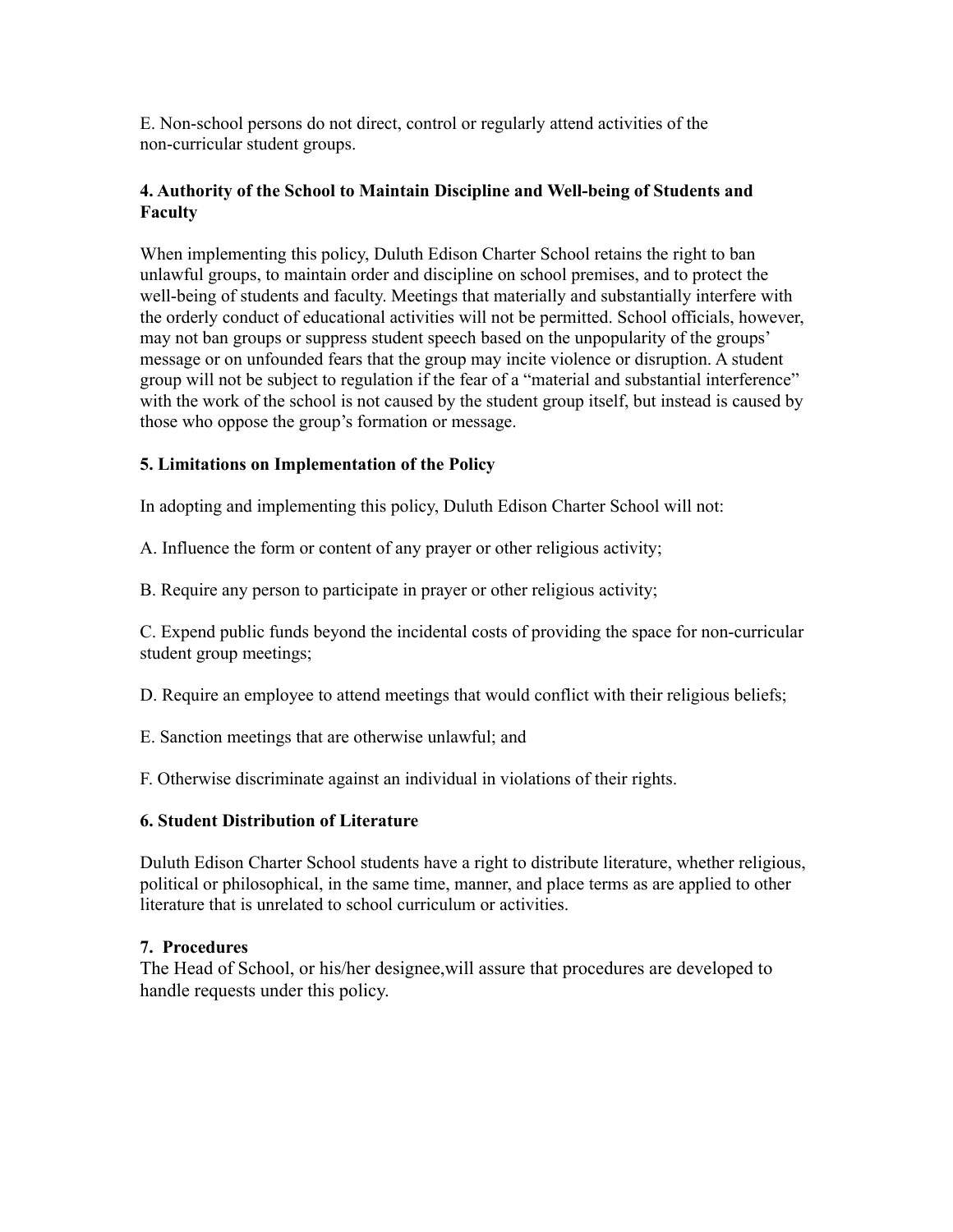E. Non-school persons do not direct, control or regularly attend activities of the non-curricular student groups.

**4. Authority of the School to Maintain Discipline and Well-being of Students and Faculty**

When implementing this policy, Duluth Edison Charter School retains the right to ban unlawful groups, to maintain order and discipline on school premises, and to protect the well-being of students and faculty. Meetings that materially and substantially interfere with the orderly conduct of educational activities will not be permitted. School officials, however, may not ban groups or suppress student speech based on the unpopularity of the groups' message or on unfounded fears that the group may incite violence or disruption. A student group will not be subject to regulation if the fear of a "material and substantial interference" with the work of the school is not caused by the student group itself, but instead is caused by those who oppose the group's formation or message.

**5. Limitations on Implementation of the Policy**

In adopting and implementing this policy, Duluth Edison Charter School will not:

A. Influence the form or content of any prayer or other religious activity;

B. Require any person to participate in prayer or other religious activity;

C. Expend public funds beyond the incidental costs of providing the space for non-curricular student group meetings;

D. Require an employee to attend meetings that would conflict with their religious beliefs;

E. Sanction meetings that are otherwise unlawful; and

F. Otherwise discriminate against an individual in violations of their rights.

**6. Student Distribution of Literature**

Duluth Edison Charter School students have a right to distribute literature, whether religious, political or philosophical, in the same time, manner, and place terms as are applied to other literature that is unrelated to school curriculum or activities.

**7. Procedures**

The Head of School, or his/her designee,will assure that procedures are developed to handle requests under this policy.